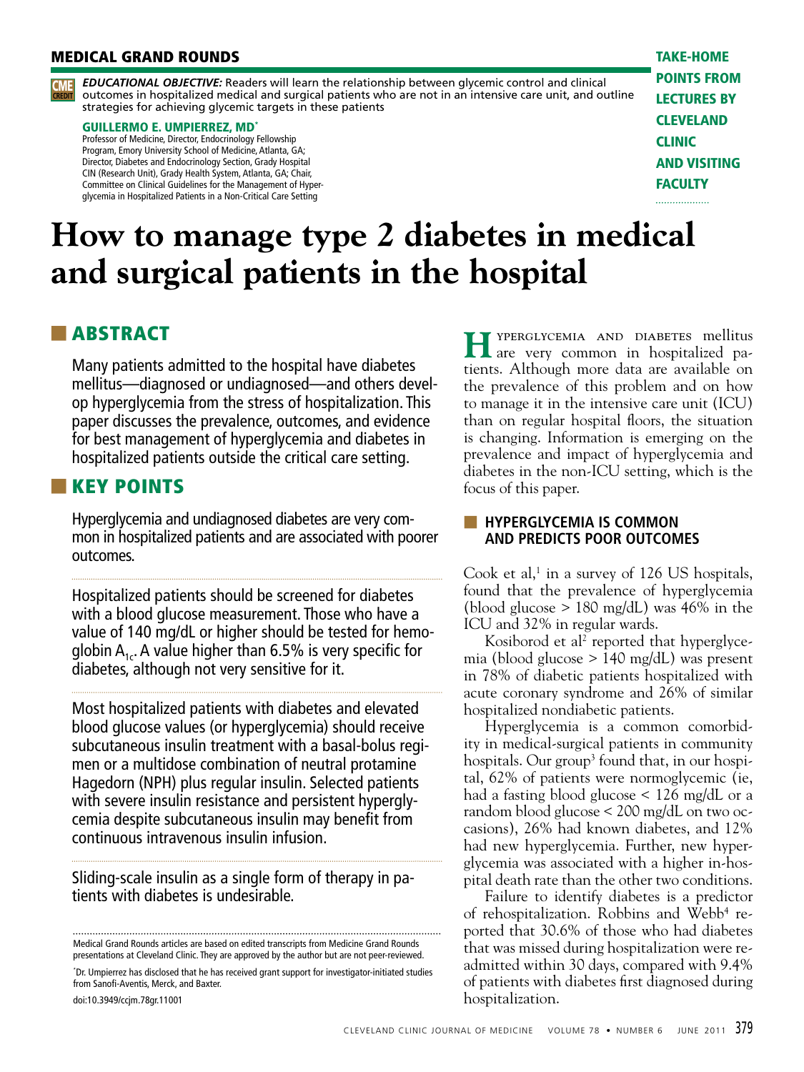MEDICAL GRAND ROUNDS

TAKE-HOME POINTS FROM LECTURES BY CLEVELAND CLINIC AND VISITING FACULTY

CME CREDIT

***EDUCATIONAL OBJECTIVE:*** Readers will learn the relationship between glycemic control and clinical outcomes in hospitalized medical and surgical patients who are not in an intensive care unit, and outline strategies for achieving glycemic targets in these patients

**GUILLERMO E. UMPIERREZ, MD***
Professor of Medicine, Director, Endocrinology Fellowship Program, Emory University School of Medicine, Atlanta, GA; Director, Diabetes and Endocrinology Section, Grady Hospital CIN (Research Unit), Grady Health System, Atlanta, GA; Chair, Committee on Clinical Guidelines for the Management of Hyperglycemia in Hospitalized Patients in a Non-Critical Care Setting

# How to manage type 2 diabetes in medical and surgical patients in the hospital

## ABSTRACT

Many patients admitted to the hospital have diabetes mellitus—diagnosed or undiagnosed—and others develop hyperglycemia from the stress of hospitalization. This paper discusses the prevalence, outcomes, and evidence for best management of hyperglycemia and diabetes in hospitalized patients outside the critical care setting.

## KEY POINTS

Hyperglycemia and undiagnosed diabetes are very common in hospitalized patients and are associated with poorer outcomes.

Hospitalized patients should be screened for diabetes with a blood glucose measurement. Those who have a value of 140 mg/dL or higher should be tested for hemoglobin $A_{1c}$. A value higher than 6.5% is very specific for diabetes, although not very sensitive for it.

Most hospitalized patients with diabetes and elevated blood glucose values (or hyperglycemia) should receive subcutaneous insulin treatment with a basal-bolus regimen or a multidose combination of neutral protamine Hagedorn (NPH) plus regular insulin. Selected patients with severe insulin resistance and persistent hyperglycemia despite subcutaneous insulin may benefit from continuous intravenous insulin infusion.

Sliding-scale insulin as a single form of therapy in patients with diabetes is undesirable.

Medical Grand Rounds articles are based on edited transcripts from Medicine Grand Rounds presentations at Cleveland Clinic. They are approved by the author but are not peer-reviewed.

*Dr. Umpierrez has disclosed that he has received grant support for investigator-initiated studies from Sanofi-Aventis, Merck, and Baxter.

doi:10.3949/ccjm.78gr.11001

Hyperglycemia and diabetes mellitus are very common in hospitalized patients. Although more data are available on the prevalence of this problem and on how to manage it in the intensive care unit (ICU) than on regular hospital floors, the situation is changing. Information is emerging on the prevalence and impact of hyperglycemia and diabetes in the non-ICU setting, which is the focus of this paper.

## HYPERGLYCEMIA IS COMMON AND PREDICTS POOR OUTCOMES

Cook et al,[1] in a survey of 126 US hospitals, found that the prevalence of hyperglycemia (blood glucose > 180 mg/dL) was 46% in the ICU and 32% in regular wards.

Kosiborod et al[2] reported that hyperglycemia (blood glucose > 140 mg/dL) was present in 78% of diabetic patients hospitalized with acute coronary syndrome and 26% of similar hospitalized nondiabetic patients.

Hyperglycemia is a common comorbidity in medical-surgical patients in community hospitals. Our group[3] found that, in our hospital, 62% of patients were normoglycemic (ie, had a fasting blood glucose < 126 mg/dL or a random blood glucose < 200 mg/dL on two occasions), 26% had known diabetes, and 12% had new hyperglycemia. Further, new hyperglycemia was associated with a higher in-hospital death rate than the other two conditions.

Failure to identify diabetes is a predictor of rehospitalization. Robbins and Webb[4] reported that 30.6% of those who had diabetes that was missed during hospitalization were readmitted within 30 days, compared with 9.4% of patients with diabetes first diagnosed during hospitalization.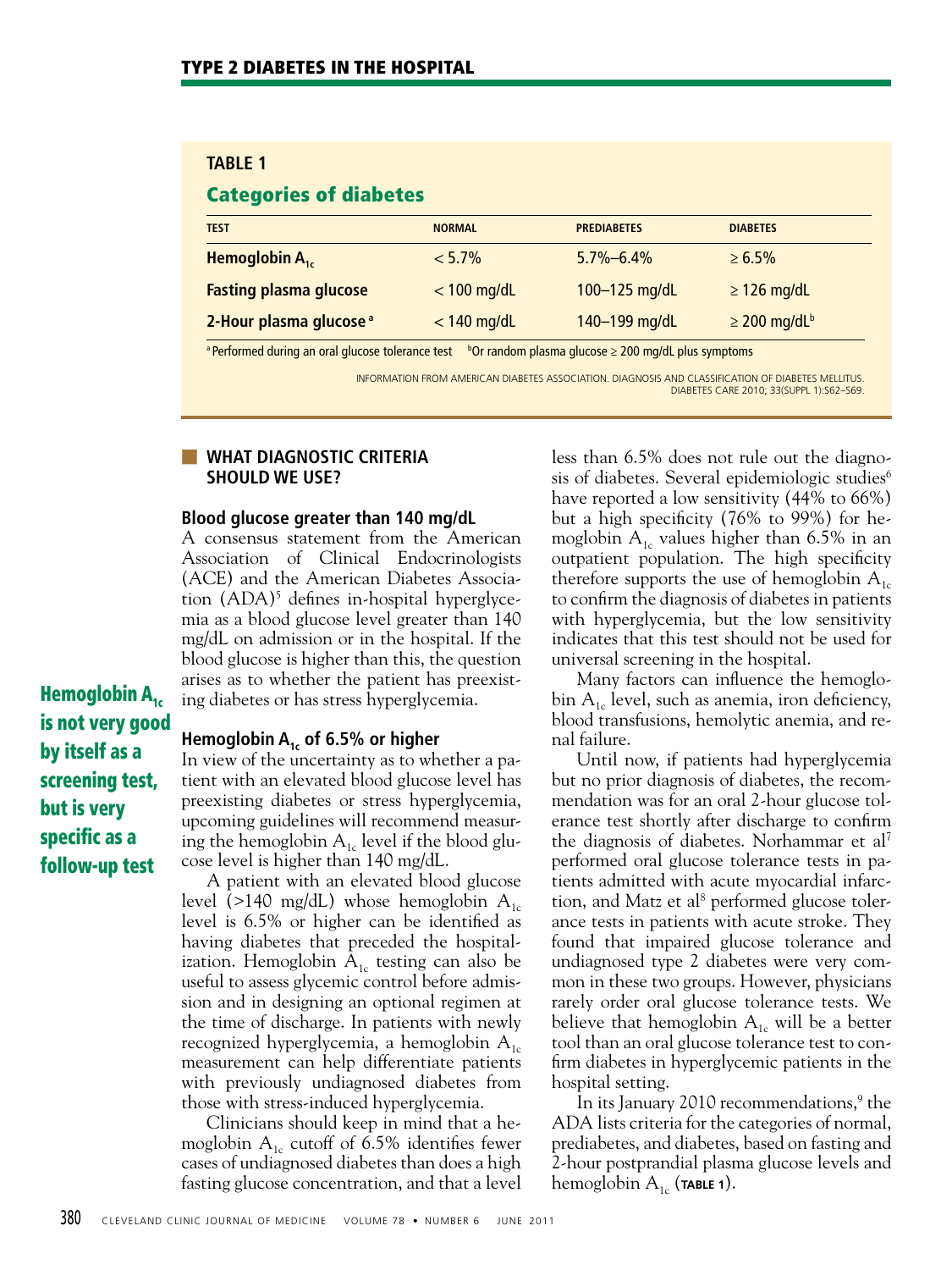**TABLE 1**

**Categories of diabetes**

| TEST | NORMAL | PREDIABETES | DIABETES |
|---|---|---|---|
| Hemoglobin $A_{1c}$ | < 5.7% | 5.7%–6.4% | ≥ 6.5% |
| Fasting plasma glucose | < 100 mg/dL | 100–125 mg/dL | ≥ 126 mg/dL |
| 2-Hour plasma glucose [a] | < 140 mg/dL | 140–199 mg/dL | ≥ 200 mg/dL[b] |

[a] Performed during an oral glucose tolerance test [b] Or random plasma glucose ≥ 200 mg/dL plus symptoms

INFORMATION FROM AMERICAN DIABETES ASSOCIATION. DIAGNOSIS AND CLASSIFICATION OF DIABETES MELLITUS. DIABETES CARE 2010; 33(SUPPL 1):S62–S69.

## WHAT DIAGNOSTIC CRITERIA SHOULD WE USE?

### Blood glucose greater than 140 mg/dL

A consensus statement from the American Association of Clinical Endocrinologists (ACE) and the American Diabetes Association (ADA)[5] defines in-hospital hyperglycemia as a blood glucose level greater than 140 mg/dL on admission or in the hospital. If the blood glucose is higher than this, the question arises as to whether the patient has preexisting diabetes or has stress hyperglycemia.

**Hemoglobin $A_{1c}$ is not very good by itself as a screening test, but is very specific as a follow-up test**

### Hemoglobin $A_{1c}$ of 6.5% or higher

In view of the uncertainty as to whether a patient with an elevated blood glucose level has preexisting diabetes or stress hyperglycemia, upcoming guidelines will recommend measuring the hemoglobin $A_{1c}$ level if the blood glucose level is higher than 140 mg/dL.

A patient with an elevated blood glucose level (>140 mg/dL) whose hemoglobin $A_{1c}$ level is 6.5% or higher can be identified as having diabetes that preceded the hospitalization. Hemoglobin $A_{1c}$ testing can also be useful to assess glycemic control before admission and in designing an optional regimen at the time of discharge. In patients with newly recognized hyperglycemia, a hemoglobin $A_{1c}$ measurement can help differentiate patients with previously undiagnosed diabetes from those with stress-induced hyperglycemia.

Clinicians should keep in mind that a hemoglobin $A_{1c}$ cutoff of 6.5% identifies fewer cases of undiagnosed diabetes than does a high fasting glucose concentration, and that a level less than 6.5% does not rule out the diagnosis of diabetes. Several epidemiologic studies[6] have reported a low sensitivity (44% to 66%) but a high specificity (76% to 99%) for hemoglobin $A_{1c}$ values higher than 6.5% in an outpatient population. The high specificity therefore supports the use of hemoglobin $A_{1c}$ to confirm the diagnosis of diabetes in patients with hyperglycemia, but the low sensitivity indicates that this test should not be used for universal screening in the hospital.

Many factors can influence the hemoglobin $A_{1c}$ level, such as anemia, iron deficiency, blood transfusions, hemolytic anemia, and renal failure.

Until now, if patients had hyperglycemia but no prior diagnosis of diabetes, the recommendation was for an oral 2-hour glucose tolerance test shortly after discharge to confirm the diagnosis of diabetes. Norhammar et al[7] performed oral glucose tolerance tests in patients admitted with acute myocardial infarction, and Matz et al[8] performed glucose tolerance tests in patients with acute stroke. They found that impaired glucose tolerance and undiagnosed type 2 diabetes were very common in these two groups. However, physicians rarely order oral glucose tolerance tests. We believe that hemoglobin $A_{1c}$ will be a better tool than an oral glucose tolerance test to confirm diabetes in hyperglycemic patients in the hospital setting.

In its January 2010 recommendations,[9] the ADA lists criteria for the categories of normal, prediabetes, and diabetes, based on fasting and 2-hour postprandial plasma glucose levels and hemoglobin $A_{1c}$ (**TABLE 1**).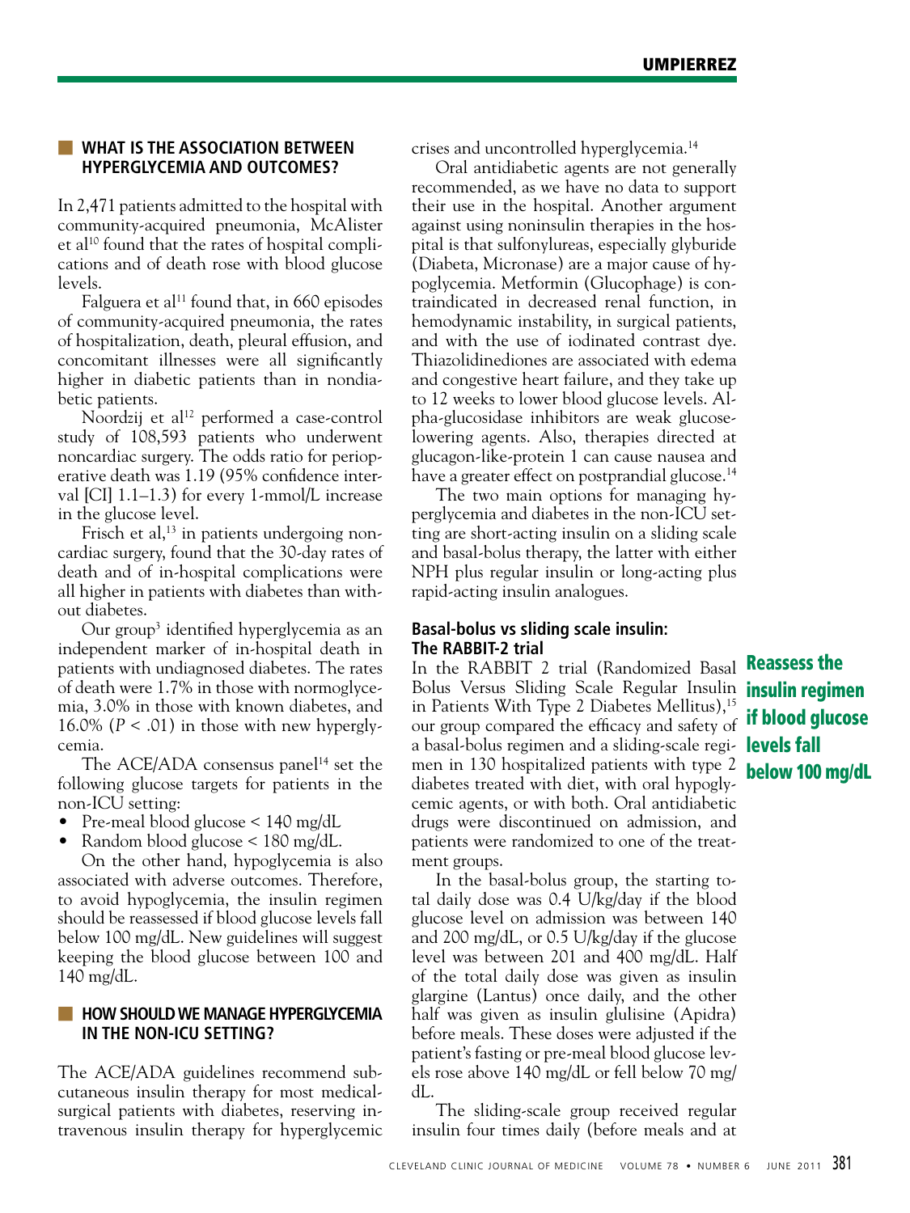## WHAT IS THE ASSOCIATION BETWEEN HYPERGLYCEMIA AND OUTCOMES?

In 2,471 patients admitted to the hospital with community-acquired pneumonia, McAlister et al[10] found that the rates of hospital complications and of death rose with blood glucose levels.

Falguera et al[11] found that, in 660 episodes of community-acquired pneumonia, the rates of hospitalization, death, pleural effusion, and concomitant illnesses were all significantly higher in diabetic patients than in nondiabetic patients.

Noordzij et al[12] performed a case-control study of 108,593 patients who underwent noncardiac surgery. The odds ratio for perioperative death was 1.19 (95% confidence interval [CI] 1.1–1.3) for every 1-mmol/L increase in the glucose level.

Frisch et al,[13] in patients undergoing noncardiac surgery, found that the 30-day rates of death and of in-hospital complications were all higher in patients with diabetes than without diabetes.

Our group[3] identified hyperglycemia as an independent marker of in-hospital death in patients with undiagnosed diabetes. The rates of death were 1.7% in those with normoglycemia, 3.0% in those with known diabetes, and 16.0% ($P < .01$) in those with new hyperglycemia.

The ACE/ADA consensus panel[14] set the following glucose targets for patients in the non-ICU setting:

- Pre-meal blood glucose < 140 mg/dL
- Random blood glucose < 180 mg/dL.

On the other hand, hypoglycemia is also associated with adverse outcomes. Therefore, to avoid hypoglycemia, the insulin regimen should be reassessed if blood glucose levels fall below 100 mg/dL. New guidelines will suggest keeping the blood glucose between 100 and 140 mg/dL.

## HOW SHOULD WE MANAGE HYPERGLYCEMIA IN THE NON-ICU SETTING?

The ACE/ADA guidelines recommend subcutaneous insulin therapy for most medical-surgical patients with diabetes, reserving intravenous insulin therapy for hyperglycemic crises and uncontrolled hyperglycemia.[14]

Oral antidiabetic agents are not generally recommended, as we have no data to support their use in the hospital. Another argument against using noninsulin therapies in the hospital is that sulfonylureas, especially glyburide (Diabeta, Micronase) are a major cause of hypoglycemia. Metformin (Glucophage) is contraindicated in decreased renal function, in hemodynamic instability, in surgical patients, and with the use of iodinated contrast dye. Thiazolidinediones are associated with edema and congestive heart failure, and they take up to 12 weeks to lower blood glucose levels. Alpha-glucosidase inhibitors are weak glucose-lowering agents. Also, therapies directed at glucagon-like-protein 1 can cause nausea and have a greater effect on postprandial glucose.[14]

The two main options for managing hyperglycemia and diabetes in the non-ICU setting are short-acting insulin on a sliding scale and basal-bolus therapy, the latter with either NPH plus regular insulin or long-acting plus rapid-acting insulin analogues.

### Basal-bolus vs sliding scale insulin: The RABBIT-2 trial

In the RABBIT 2 trial (Randomized Basal Bolus Versus Sliding Scale Regular Insulin in Patients With Type 2 Diabetes Mellitus),[15] our group compared the efficacy and safety of a basal-bolus regimen and a sliding-scale regimen in 130 hospitalized patients with type 2 diabetes treated with diet, with oral hypoglycemic agents, or with both. Oral antidiabetic drugs were discontinued on admission, and patients were randomized to one of the treatment groups.

**Reassess the insulin regimen if blood glucose levels fall below 100 mg/dL**

In the basal-bolus group, the starting total daily dose was 0.4 U/kg/day if the blood glucose level on admission was between 140 and 200 mg/dL, or 0.5 U/kg/day if the glucose level was between 201 and 400 mg/dL. Half of the total daily dose was given as insulin glargine (Lantus) once daily, and the other half was given as insulin glulisine (Apidra) before meals. These doses were adjusted if the patient's fasting or pre-meal blood glucose levels rose above 140 mg/dL or fell below 70 mg/dL.

The sliding-scale group received regular insulin four times daily (before meals and at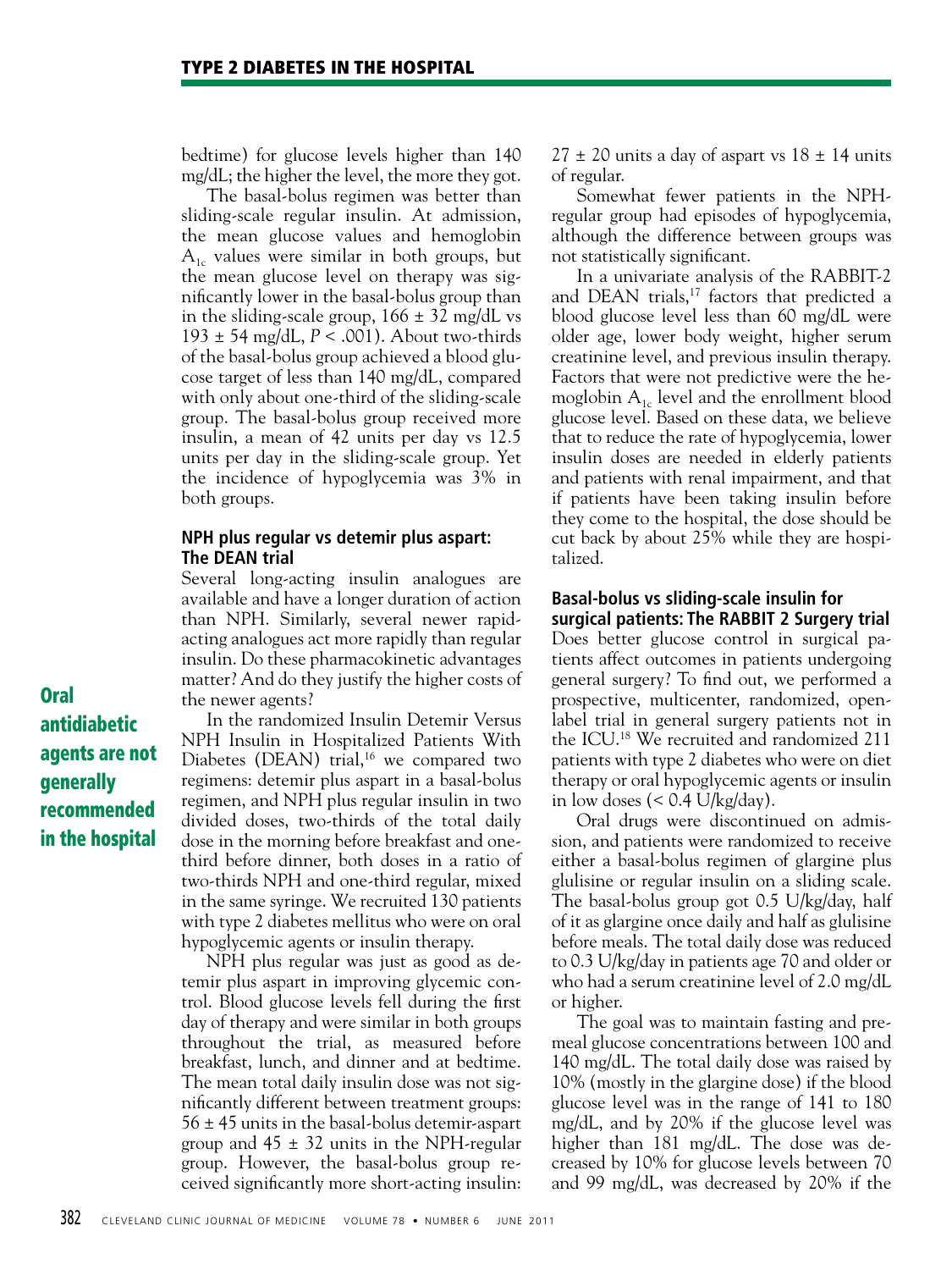bedtime) for glucose levels higher than 140 mg/dL; the higher the level, the more they got.

The basal-bolus regimen was better than sliding-scale regular insulin. At admission, the mean glucose values and hemoglobin $A_{1c}$ values were similar in both groups, but the mean glucose level on therapy was significantly lower in the basal-bolus group than in the sliding-scale group, 166 ± 32 mg/dL vs 193 ± 54 mg/dL, $P < .001$). About two-thirds of the basal-bolus group achieved a blood glucose target of less than 140 mg/dL, compared with only about one-third of the sliding-scale group. The basal-bolus group received more insulin, a mean of 42 units per day vs 12.5 units per day in the sliding-scale group. Yet the incidence of hypoglycemia was 3% in both groups.

### NPH plus regular vs detemir plus aspart: The DEAN trial

Several long-acting insulin analogues are available and have a longer duration of action than NPH. Similarly, several newer rapid-acting analogues act more rapidly than regular insulin. Do these pharmacokinetic advantages matter? And do they justify the higher costs of the newer agents?

**Oral antidiabetic agents are not generally recommended in the hospital**

In the randomized Insulin Detemir Versus NPH Insulin in Hospitalized Patients With Diabetes (DEAN) trial,[16] we compared two regimens: detemir plus aspart in a basal-bolus regimen, and NPH plus regular insulin in two divided doses, two-thirds of the total daily dose in the morning before breakfast and one-third before dinner, both doses in a ratio of two-thirds NPH and one-third regular, mixed in the same syringe. We recruited 130 patients with type 2 diabetes mellitus who were on oral hypoglycemic agents or insulin therapy.

NPH plus regular was just as good as detemir plus aspart in improving glycemic control. Blood glucose levels fell during the first day of therapy and were similar in both groups throughout the trial, as measured before breakfast, lunch, and dinner and at bedtime. The mean total daily insulin dose was not significantly different between treatment groups: 56 ± 45 units in the basal-bolus detemir-aspart group and 45 ± 32 units in the NPH-regular group. However, the basal-bolus group received significantly more short-acting insulin: 27 ± 20 units a day of aspart vs 18 ± 14 units of regular.

Somewhat fewer patients in the NPH-regular group had episodes of hypoglycemia, although the difference between groups was not statistically significant.

In a univariate analysis of the RABBIT-2 and DEAN trials,[17] factors that predicted a blood glucose level less than 60 mg/dL were older age, lower body weight, higher serum creatinine level, and previous insulin therapy. Factors that were not predictive were the hemoglobin $A_{1c}$ level and the enrollment blood glucose level. Based on these data, we believe that to reduce the rate of hypoglycemia, lower insulin doses are needed in elderly patients and patients with renal impairment, and that if patients have been taking insulin before they come to the hospital, the dose should be cut back by about 25% while they are hospitalized.

### Basal-bolus vs sliding-scale insulin for surgical patients: The RABBIT 2 Surgery trial

Does better glucose control in surgical patients affect outcomes in patients undergoing general surgery? To find out, we performed a prospective, multicenter, randomized, open-label trial in general surgery patients not in the ICU.[18] We recruited and randomized 211 patients with type 2 diabetes who were on diet therapy or oral hypoglycemic agents or insulin in low doses (< 0.4 U/kg/day).

Oral drugs were discontinued on admission, and patients were randomized to receive either a basal-bolus regimen of glargine plus glulisine or regular insulin on a sliding scale. The basal-bolus group got 0.5 U/kg/day, half of it as glargine once daily and half as glulisine before meals. The total daily dose was reduced to 0.3 U/kg/day in patients age 70 and older or who had a serum creatinine level of 2.0 mg/dL or higher.

The goal was to maintain fasting and premeal glucose concentrations between 100 and 140 mg/dL. The total daily dose was raised by 10% (mostly in the glargine dose) if the blood glucose level was in the range of 141 to 180 mg/dL, and by 20% if the glucose level was higher than 181 mg/dL. The dose was decreased by 10% for glucose levels between 70 and 99 mg/dL, was decreased by 20% if the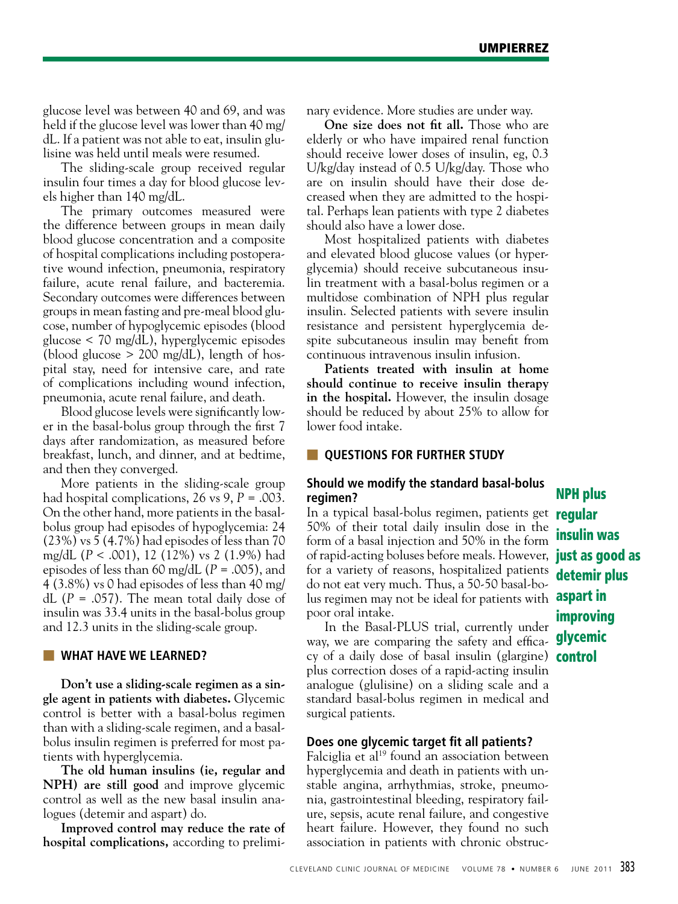glucose level was between 40 and 69, and was held if the glucose level was lower than 40 mg/dL. If a patient was not able to eat, insulin glulisine was held until meals were resumed.

The sliding-scale group received regular insulin four times a day for blood glucose levels higher than 140 mg/dL.

The primary outcomes measured were the difference between groups in mean daily blood glucose concentration and a composite of hospital complications including postoperative wound infection, pneumonia, respiratory failure, acute renal failure, and bacteremia. Secondary outcomes were differences between groups in mean fasting and pre-meal blood glucose, number of hypoglycemic episodes (blood glucose < 70 mg/dL), hyperglycemic episodes (blood glucose > 200 mg/dL), length of hospital stay, need for intensive care, and rate of complications including wound infection, pneumonia, acute renal failure, and death.

Blood glucose levels were significantly lower in the basal-bolus group through the first 7 days after randomization, as measured before breakfast, lunch, and dinner, and at bedtime, and then they converged.

More patients in the sliding-scale group had hospital complications, 26 vs 9, $P = .003$. On the other hand, more patients in the basal-bolus group had episodes of hypoglycemia: 24 (23%) vs 5 (4.7%) had episodes of less than 70 mg/dL ($P < .001$), 12 (12%) vs 2 (1.9%) had episodes of less than 60 mg/dL ($P = .005$), and 4 (3.8%) vs 0 had episodes of less than 40 mg/dL ($P = .057$). The mean total daily dose of insulin was 33.4 units in the basal-bolus group and 12.3 units in the sliding-scale group.

## WHAT HAVE WE LEARNED?

**Don't use a sliding-scale regimen as a single agent in patients with diabetes.** Glycemic control is better with a basal-bolus regimen than with a sliding-scale regimen, and a basal-bolus insulin regimen is preferred for most patients with hyperglycemia.

**The old human insulins (ie, regular and NPH) are still good** and improve glycemic control as well as the new basal insulin analogues (detemir and aspart) do.

**Improved control may reduce the rate of hospital complications,** according to preliminary evidence. More studies are under way.

**One size does not fit all.** Those who are elderly or who have impaired renal function should receive lower doses of insulin, eg, 0.3 U/kg/day instead of 0.5 U/kg/day. Those who are on insulin should have their dose decreased when they are admitted to the hospital. Perhaps lean patients with type 2 diabetes should also have a lower dose.

Most hospitalized patients with diabetes and elevated blood glucose values (or hyperglycemia) should receive subcutaneous insulin treatment with a basal-bolus regimen or a multidose combination of NPH plus regular insulin. Selected patients with severe insulin resistance and persistent hyperglycemia despite subcutaneous insulin may benefit from continuous intravenous insulin infusion.

**Patients treated with insulin at home should continue to receive insulin therapy in the hospital.** However, the insulin dosage should be reduced by about 25% to allow for lower food intake.

## QUESTIONS FOR FURTHER STUDY

### Should we modify the standard basal-bolus regimen?

In a typical basal-bolus regimen, patients get 50% of their total daily insulin dose in the form of a basal injection and 50% in the form of rapid-acting boluses before meals. However, for a variety of reasons, hospitalized patients do not eat very much. Thus, a 50-50 basal-bolus regimen may not be ideal for patients with poor oral intake.

In the Basal-PLUS trial, currently under way, we are comparing the safety and efficacy of a daily dose of basal insulin (glargine) plus correction doses of a rapid-acting insulin analogue (glulisine) on a sliding scale and a standard basal-bolus regimen in medical and surgical patients.

**NPH plus regular insulin was just as good as detemir plus aspart in improving glycemic control**

### Does one glycemic target fit all patients?

Falciglia et al[19] found an association between hyperglycemia and death in patients with unstable angina, arrhythmias, stroke, pneumonia, gastrointestinal bleeding, respiratory failure, sepsis, acute renal failure, and congestive heart failure. However, they found no such association in patients with chronic obstruc-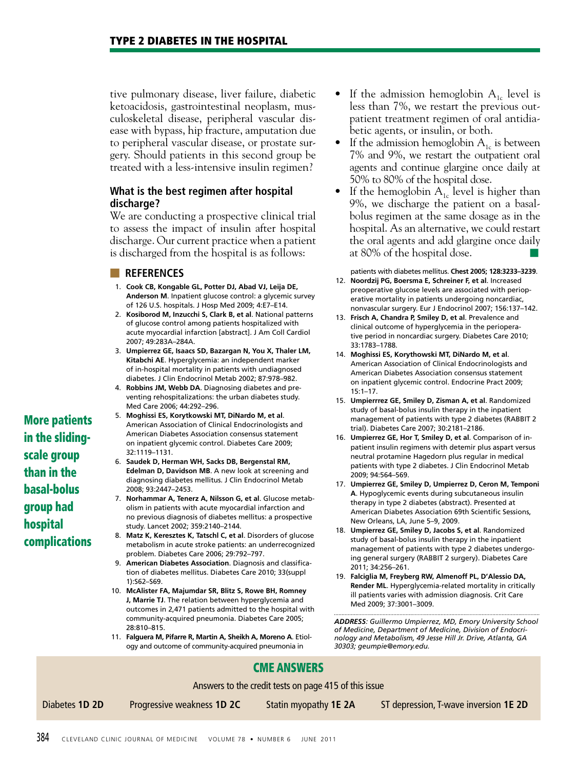tive pulmonary disease, liver failure, diabetic ketoacidosis, gastrointestinal neoplasm, musculoskeletal disease, peripheral vascular disease with bypass, hip fracture, amputation due to peripheral vascular disease, or prostate surgery. Should patients in this second group be treated with a less-intensive insulin regimen?

### What is the best regimen after hospital discharge?

We are conducting a prospective clinical trial to assess the impact of insulin after hospital discharge. Our current practice when a patient is discharged from the hospital is as follows:

- If the admission hemoglobin $A_{1c}$ level is less than 7%, we restart the previous outpatient treatment regimen of oral antidiabetic agents, or insulin, or both.
- If the admission hemoglobin $A_{1c}$ is between 7% and 9%, we restart the outpatient oral agents and continue glargine once daily at 50% to 80% of the hospital dose.
- If the hemoglobin $A_{1c}$ level is higher than 9%, we discharge the patient on a basal-bolus regimen at the same dosage as in the hospital. As an alternative, we could restart the oral agents and add glargine once daily at 80% of the hospital dose.

**More patients in the sliding-scale group than in the basal-bolus group had hospital complications**

## REFERENCES

1. **Cook CB, Kongable GL, Potter DJ, Abad VJ, Leija DE, Anderson M**. Inpatient glucose control: a glycemic survey of 126 U.S. hospitals. J Hosp Med 2009; 4:E7–E14.
2. **Kosiborod M, Inzucchi S, Clark B, et al**. National patterns of glucose control among patients hospitalized with acute myocardial infarction [abstract]. J Am Coll Cardiol 2007; 49:283A–284A.
3. **Umpierrez GE, Isaacs SD, Bazargan N, You X, Thaler LM, Kitabchi AE**. Hyperglycemia: an independent marker of in-hospital mortality in patients with undiagnosed diabetes. J Clin Endocrinol Metab 2002; 87:978–982.
4. **Robbins JM, Webb DA**. Diagnosing diabetes and preventing rehospitalizations: the urban diabetes study. Med Care 2006; 44:292–296.
5. **Moghissi ES, Korytkowski MT, DiNardo M, et al**. American Association of Clinical Endocrinologists and American Diabetes Association consensus statement on inpatient glycemic control. Diabetes Care 2009; 32:1119–1131.
6. **Saudek D, Herman WH, Sacks DB, Bergenstal RM, Edelman D, Davidson MB**. A new look at screening and diagnosing diabetes mellitus. J Clin Endocrinol Metab 2008; 93:2447–2453.
7. **Norhammar A, Tenerz A, Nilsson G, et al**. Glucose metabolism in patients with acute myocardial infarction and no previous diagnosis of diabetes mellitus: a prospective study. Lancet 2002; 359:2140–2144.
8. **Matz K, Keresztes K, Tatschl C, et al**. Disorders of glucose metabolism in acute stroke patients: an underrecognized problem. Diabetes Care 2006; 29:792–797.
9. **American Diabetes Association**. Diagnosis and classification of diabetes mellitus. Diabetes Care 2010; 33(suppl 1):S62–S69.
10. **McAlister FA, Majumdar SR, Blitz S, Rowe BH, Romney J, Marrie TJ**. The relation between hyperglycemia and outcomes in 2,471 patients admitted to the hospital with community-acquired pneumonia. Diabetes Care 2005; 28:810–815.
11. **Falguera M, Pifarre R, Martin A, Sheikh A, Moreno A**. Etiology and outcome of community-acquired pneumonia in patients with diabetes mellitus. **Chest 2005; 128:3233–3239**.
12. **Noordzij PG, Boersma E, Schreiner F, et al**. Increased preoperative glucose levels are associated with perioperative mortality in patients undergoing noncardiac, nonvascular surgery. Eur J Endocrinol 2007; 156:137–142.
13. **Frisch A, Chandra P, Smiley D, et al**. Prevalence and clinical outcome of hyperglycemia in the perioperative period in noncardiac surgery. Diabetes Care 2010; 33:1783–1788.
14. **Moghissi ES, Korythowski MT, DiNardo M, et al**. American Association of Clinical Endocrinologists and American Diabetes Association consensus statement on inpatient glycemic control. Endocrine Pract 2009; 15:1–17.
15. **Umpierrrez GE, Smiley D, Zisman A, et al**. Randomized study of basal-bolus insulin therapy in the inpatient management of patients with type 2 diabetes (RABBIT 2 trial). Diabetes Care 2007; 30:2181–2186.
16. **Umpierrez GE, Hor T, Smiley D, et al**. Comparison of inpatient insulin regimens with detemir plus aspart versus neutral protamine Hagedorn plus regular in medical patients with type 2 diabetes. J Clin Endocrinol Metab 2009; 94:564–569.
17. **Umpierrez GE, Smiley D, Umpierrez D, Ceron M, Temponi A**. Hypoglycemic events during subcutaneous insulin therapy in type 2 diabetes (abstract). Presented at American Diabetes Association 69th Scientific Sessions, New Orleans, LA, June 5–9, 2009.
18. **Umpierrez GE, Smiley D, Jacobs S, et al**. Randomized study of basal-bolus insulin therapy in the inpatient management of patients with type 2 diabetes undergoing general surgery (RABBIT 2 surgery). Diabetes Care 2011; 34:256–261.
19. **Falciglia M, Freyberg RW, Almenoff PL, D'Alessio DA, Render ML**. Hyperglycemia-related mortality in critically ill patients varies with admission diagnosis. Crit Care Med 2009; 37:3001–3009.

***ADDRESS**: Guillermo Umpierrez, MD, Emory University School of Medicine, Department of Medicine, Division of Endocrinology and Metabolism, 49 Jesse Hill Jr. Drive, Atlanta, GA 30303; geumpie@emory.edu.*

## CME ANSWERS

Answers to the credit tests on page 415 of this issue

Diabetes **1D 2D** — Progressive weakness **1D 2C** — Statin myopathy **1E 2A** — ST depression, T-wave inversion **1E 2D**